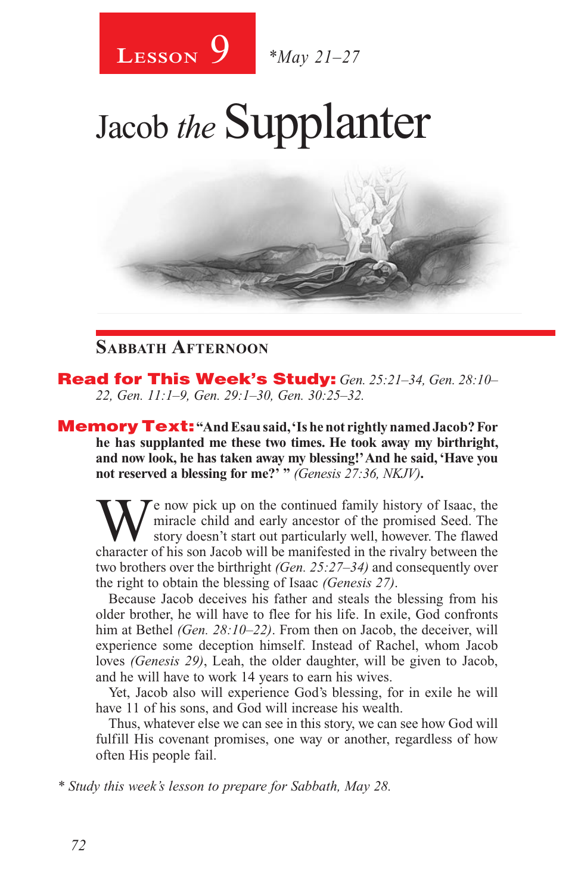# Lesson 9 *May 21–27

# Jacob *the* Supplanter

## Sabbath Afternoon

**Read for This Week's Study:** *Gen. 25:21–34, Gen. 28:10–22, Gen. 11:1–9, Gen. 29:1–30, Gen. 30:25–32.*

**Memory Text: "And Esau said, 'Is he not rightly named Jacob? For he has supplanted me these two times. He took away my birthright, and now look, he has taken away my blessing!' And he said, 'Have you not reserved a blessing for me?' "** *(Genesis 27:36, NKJV)*.

We now pick up on the continued family history of Isaac, the miracle child and early ancestor of the promised Seed. The story doesn't start out particularly well, however. The flawed character of his son Jacob will be manifested in the rivalry between the two brothers over the birthright *(Gen. 25:27–34)* and consequently over the right to obtain the blessing of Isaac *(Genesis 27)*.

Because Jacob deceives his father and steals the blessing from his older brother, he will have to flee for his life. In exile, God confronts him at Bethel *(Gen. 28:10–22)*. From then on Jacob, the deceiver, will experience some deception himself. Instead of Rachel, whom Jacob loves *(Genesis 29)*, Leah, the older daughter, will be given to Jacob, and he will have to work 14 years to earn his wives.

Yet, Jacob also will experience God's blessing, for in exile he will have 11 of his sons, and God will increase his wealth.

Thus, whatever else we can see in this story, we can see how God will fulfill His covenant promises, one way or another, regardless of how often His people fail.

\* *Study this week's lesson to prepare for Sabbath, May 28.*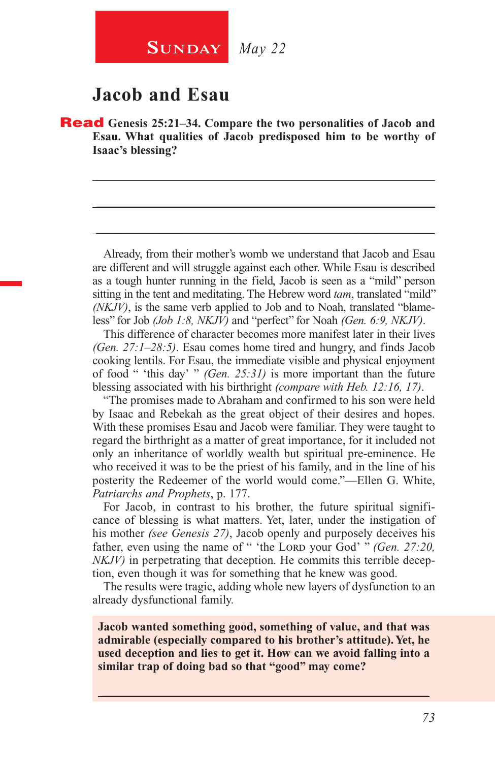**SUNDAY** *May 22*

# Jacob and Esau

**Read Genesis 25:21–34. Compare the two personalities of Jacob and Esau. What qualities of Jacob predisposed him to be worthy of Isaac's blessing?**

_______________________________________________

_______________________________________________

_______________________________________________

Already, from their mother's womb we understand that Jacob and Esau are different and will struggle against each other. While Esau is described as a tough hunter running in the field, Jacob is seen as a "mild" person sitting in the tent and meditating. The Hebrew word *tam*, translated "mild" *(NKJV)*, is the same verb applied to Job and to Noah, translated "blameless" for Job *(Job 1:8, NKJV)* and "perfect" for Noah *(Gen. 6:9, NKJV)*.

This difference of character becomes more manifest later in their lives *(Gen. 27:1–28:5)*. Esau comes home tired and hungry, and finds Jacob cooking lentils. For Esau, the immediate visible and physical enjoyment of food " 'this day' " *(Gen. 25:31)* is more important than the future blessing associated with his birthright *(compare with Heb. 12:16, 17)*.

"The promises made to Abraham and confirmed to his son were held by Isaac and Rebekah as the great object of their desires and hopes. With these promises Esau and Jacob were familiar. They were taught to regard the birthright as a matter of great importance, for it included not only an inheritance of worldly wealth but spiritual pre-eminence. He who received it was to be the priest of his family, and in the line of his posterity the Redeemer of the world would come."—Ellen G. White, *Patriarchs and Prophets*, p. 177.

For Jacob, in contrast to his brother, the future spiritual significance of blessing is what matters. Yet, later, under the instigation of his mother *(see Genesis 27)*, Jacob openly and purposely deceives his father, even using the name of " 'the LORD your God' " *(Gen. 27:20, NKJV)* in perpetrating that deception. He commits this terrible deception, even though it was for something that he knew was good.

The results were tragic, adding whole new layers of dysfunction to an already dysfunctional family.

**Jacob wanted something good, something of value, and that was admirable (especially compared to his brother's attitude). Yet, he used deception and lies to get it. How can we avoid falling into a similar trap of doing bad so that "good" may come?**

_______________________________________________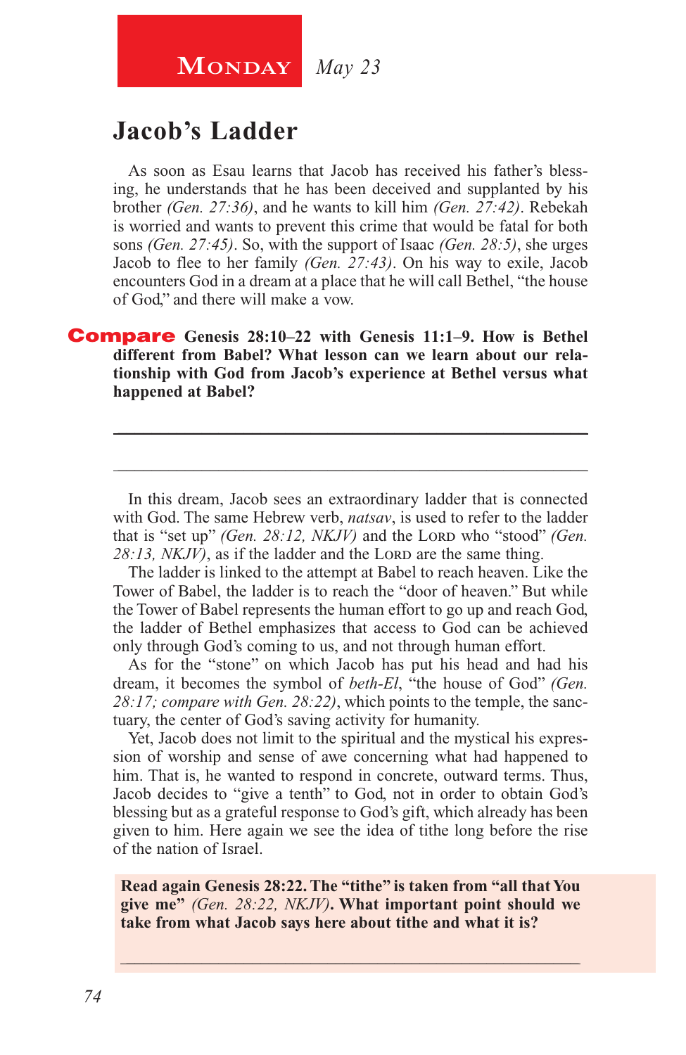**Monday** *May 23*

# Jacob's Ladder

As soon as Esau learns that Jacob has received his father's blessing, he understands that he has been deceived and supplanted by his brother *(Gen. 27:36)*, and he wants to kill him *(Gen. 27:42)*. Rebekah is worried and wants to prevent this crime that would be fatal for both sons *(Gen. 27:45)*. So, with the support of Isaac *(Gen. 28:5)*, she urges Jacob to flee to her family *(Gen. 27:43)*. On his way to exile, Jacob encounters God in a dream at a place that he will call Bethel, "the house of God," and there will make a vow.

**Compare Genesis 28:10–22 with Genesis 11:1–9. How is Bethel different from Babel? What lesson can we learn about our relationship with God from Jacob's experience at Bethel versus what happened at Babel?**

_______________________________________________

_______________________________________________

In this dream, Jacob sees an extraordinary ladder that is connected with God. The same Hebrew verb, *natsav*, is used to refer to the ladder that is "set up" *(Gen. 28:12, NKJV)* and the LORD who "stood" *(Gen. 28:13, NKJV)*, as if the ladder and the LORD are the same thing.

The ladder is linked to the attempt at Babel to reach heaven. Like the Tower of Babel, the ladder is to reach the "door of heaven." But while the Tower of Babel represents the human effort to go up and reach God, the ladder of Bethel emphasizes that access to God can be achieved only through God's coming to us, and not through human effort.

As for the "stone" on which Jacob has put his head and had his dream, it becomes the symbol of *beth-El*, "the house of God" *(Gen. 28:17; compare with Gen. 28:22)*, which points to the temple, the sanctuary, the center of God's saving activity for humanity.

Yet, Jacob does not limit to the spiritual and the mystical his expression of worship and sense of awe concerning what had happened to him. That is, he wanted to respond in concrete, outward terms. Thus, Jacob decides to "give a tenth" to God, not in order to obtain God's blessing but as a grateful response to God's gift, which already has been given to him. Here again we see the idea of tithe long before the rise of the nation of Israel.

**Read again Genesis 28:22. The "tithe" is taken from "all that You give me"** *(Gen. 28:22, NKJV)***. What important point should we take from what Jacob says here about tithe and what it is?**

_______________________________________________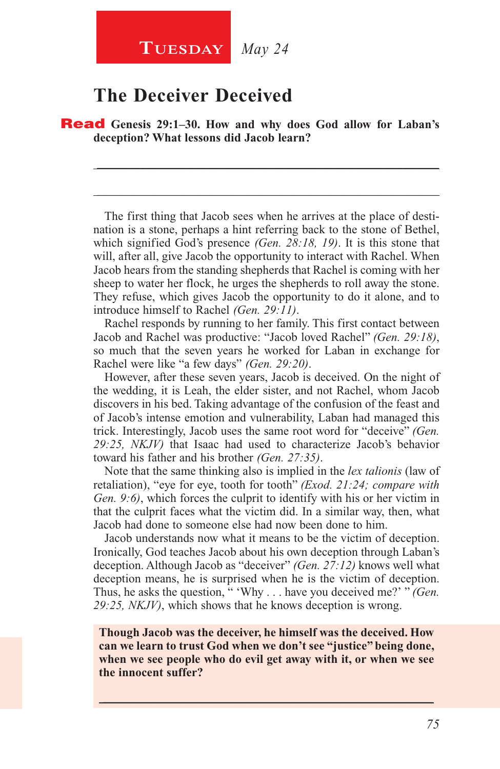**Tuesday** *May 24*

## The Deceiver Deceived

**Read Genesis 29:1–30. How and why does God allow for Laban's deception? What lessons did Jacob learn?**

_______________________________________________

_______________________________________________

The first thing that Jacob sees when he arrives at the place of destination is a stone, perhaps a hint referring back to the stone of Bethel, which signified God's presence *(Gen. 28:18, 19)*. It is this stone that will, after all, give Jacob the opportunity to interact with Rachel. When Jacob hears from the standing shepherds that Rachel is coming with her sheep to water her flock, he urges the shepherds to roll away the stone. They refuse, which gives Jacob the opportunity to do it alone, and to introduce himself to Rachel *(Gen. 29:11)*.

Rachel responds by running to her family. This first contact between Jacob and Rachel was productive: "Jacob loved Rachel" *(Gen. 29:18)*, so much that the seven years he worked for Laban in exchange for Rachel were like "a few days" *(Gen. 29:20)*.

However, after these seven years, Jacob is deceived. On the night of the wedding, it is Leah, the elder sister, and not Rachel, whom Jacob discovers in his bed. Taking advantage of the confusion of the feast and of Jacob's intense emotion and vulnerability, Laban had managed this trick. Interestingly, Jacob uses the same root word for "deceive" *(Gen. 29:25, NKJV)* that Isaac had used to characterize Jacob's behavior toward his father and his brother *(Gen. 27:35)*.

Note that the same thinking also is implied in the *lex talionis* (law of retaliation), "eye for eye, tooth for tooth" *(Exod. 21:24; compare with Gen. 9:6)*, which forces the culprit to identify with his or her victim in that the culprit faces what the victim did. In a similar way, then, what Jacob had done to someone else had now been done to him.

Jacob understands now what it means to be the victim of deception. Ironically, God teaches Jacob about his own deception through Laban's deception. Although Jacob as "deceiver" *(Gen. 27:12)* knows well what deception means, he is surprised when he is the victim of deception. Thus, he asks the question, " 'Why . . . have you deceived me?' " *(Gen. 29:25, NKJV)*, which shows that he knows deception is wrong.

**Though Jacob was the deceiver, he himself was the deceived. How can we learn to trust God when we don't see "justice" being done, when we see people who do evil get away with it, or when we see the innocent suffer?**

_______________________________________________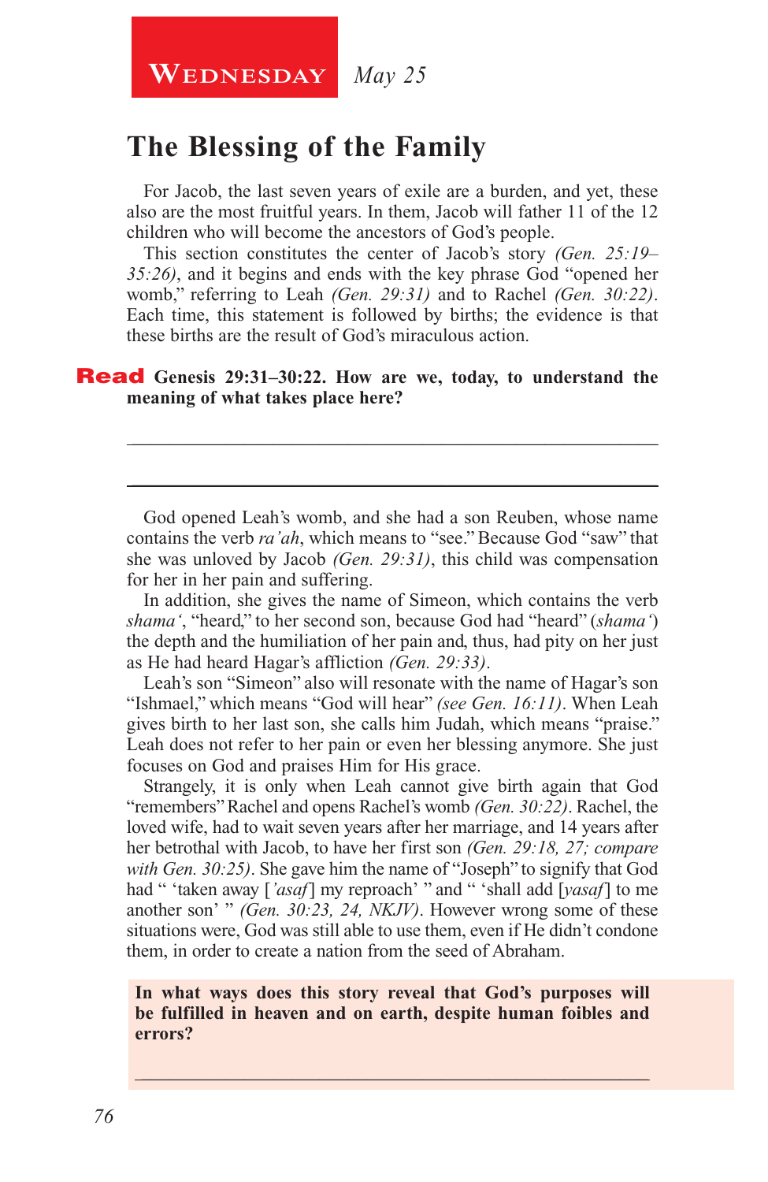**Wednesday** *May 25*

## The Blessing of the Family

For Jacob, the last seven years of exile are a burden, and yet, these also are the most fruitful years. In them, Jacob will father 11 of the 12 children who will become the ancestors of God's people.

This section constitutes the center of Jacob's story *(Gen. 25:19–35:26)*, and it begins and ends with the key phrase God "opened her womb," referring to Leah *(Gen. 29:31)* and to Rachel *(Gen. 30:22)*. Each time, this statement is followed by births; the evidence is that these births are the result of God's miraculous action.

**Read Genesis 29:31–30:22. How are we, today, to understand the meaning of what takes place here?**

______________________________________________________________

______________________________________________________________

God opened Leah's womb, and she had a son Reuben, whose name contains the verb *ra'ah*, which means to "see." Because God "saw" that she was unloved by Jacob *(Gen. 29:31)*, this child was compensation for her in her pain and suffering.

In addition, she gives the name of Simeon, which contains the verb *shama'*, "heard," to her second son, because God had "heard" (*shama'*) the depth and the humiliation of her pain and, thus, had pity on her just as He had heard Hagar's affliction *(Gen. 29:33)*.

Leah's son "Simeon" also will resonate with the name of Hagar's son "Ishmael," which means "God will hear" *(see Gen. 16:11)*. When Leah gives birth to her last son, she calls him Judah, which means "praise." Leah does not refer to her pain or even her blessing anymore. She just focuses on God and praises Him for His grace.

Strangely, it is only when Leah cannot give birth again that God "remembers" Rachel and opens Rachel's womb *(Gen. 30:22)*. Rachel, the loved wife, had to wait seven years after her marriage, and 14 years after her betrothal with Jacob, to have her first son *(Gen. 29:18, 27; compare with Gen. 30:25)*. She gave him the name of "Joseph" to signify that God had " 'taken away ['*asaf*] my reproach' " and " 'shall add [*yasaf*] to me another son' " *(Gen. 30:23, 24, NKJV)*. However wrong some of these situations were, God was still able to use them, even if He didn't condone them, in order to create a nation from the seed of Abraham.

**In what ways does this story reveal that God's purposes will be fulfilled in heaven and on earth, despite human foibles and errors?**

______________________________________________________________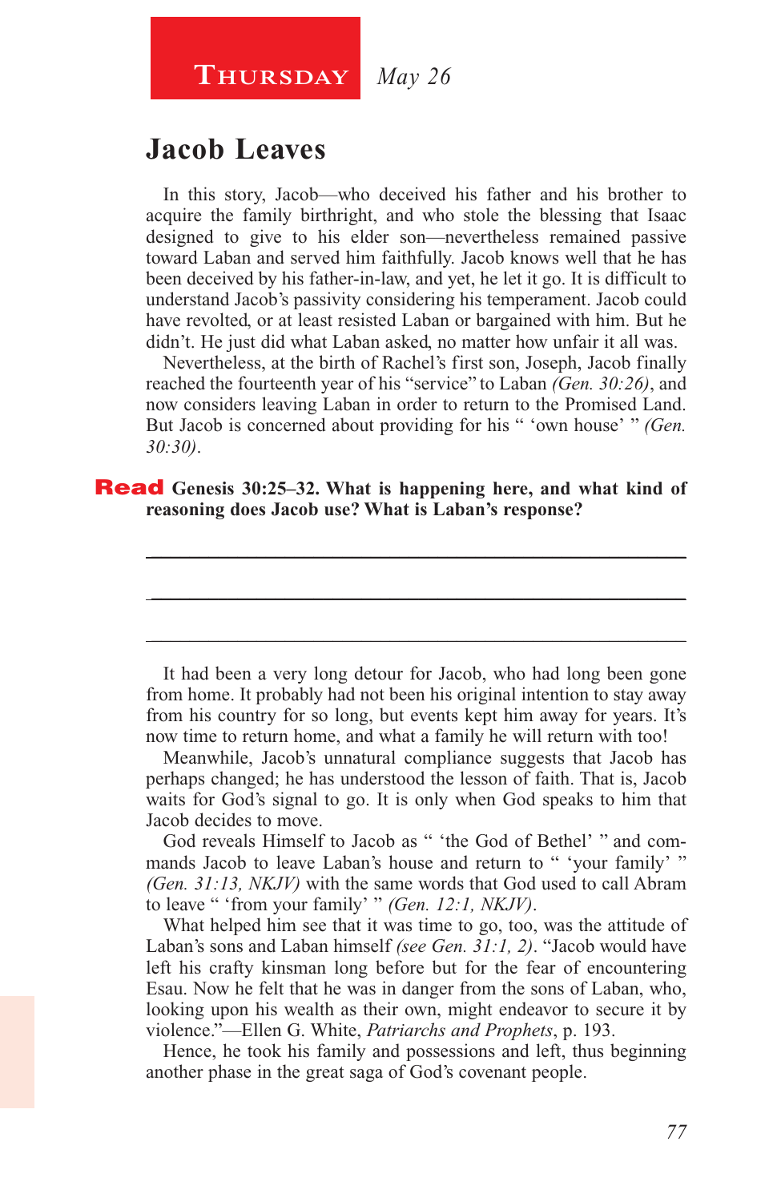**Thursday** *May 26*

# Jacob Leaves

In this story, Jacob—who deceived his father and his brother to acquire the family birthright, and who stole the blessing that Isaac designed to give to his elder son—nevertheless remained passive toward Laban and served him faithfully. Jacob knows well that he has been deceived by his father-in-law, and yet, he let it go. It is difficult to understand Jacob's passivity considering his temperament. Jacob could have revolted, or at least resisted Laban or bargained with him. But he didn't. He just did what Laban asked, no matter how unfair it all was.

Nevertheless, at the birth of Rachel's first son, Joseph, Jacob finally reached the fourteenth year of his "service" to Laban *(Gen. 30:26)*, and now considers leaving Laban in order to return to the Promised Land. But Jacob is concerned about providing for his " 'own house' " *(Gen. 30:30)*.

**Read Genesis 30:25–32. What is happening here, and what kind of reasoning does Jacob use? What is Laban's response?**

_______________________________________________

_______________________________________________

_______________________________________________

It had been a very long detour for Jacob, who had long been gone from home. It probably had not been his original intention to stay away from his country for so long, but events kept him away for years. It's now time to return home, and what a family he will return with too!

Meanwhile, Jacob's unnatural compliance suggests that Jacob has perhaps changed; he has understood the lesson of faith. That is, Jacob waits for God's signal to go. It is only when God speaks to him that Jacob decides to move.

God reveals Himself to Jacob as " 'the God of Bethel' " and commands Jacob to leave Laban's house and return to " 'your family' " *(Gen. 31:13, NKJV)* with the same words that God used to call Abram to leave " 'from your family' " *(Gen. 12:1, NKJV)*.

What helped him see that it was time to go, too, was the attitude of Laban's sons and Laban himself *(see Gen. 31:1, 2)*. "Jacob would have left his crafty kinsman long before but for the fear of encountering Esau. Now he felt that he was in danger from the sons of Laban, who, looking upon his wealth as their own, might endeavor to secure it by violence."—Ellen G. White, *Patriarchs and Prophets*, p. 193.

Hence, he took his family and possessions and left, thus beginning another phase in the great saga of God's covenant people.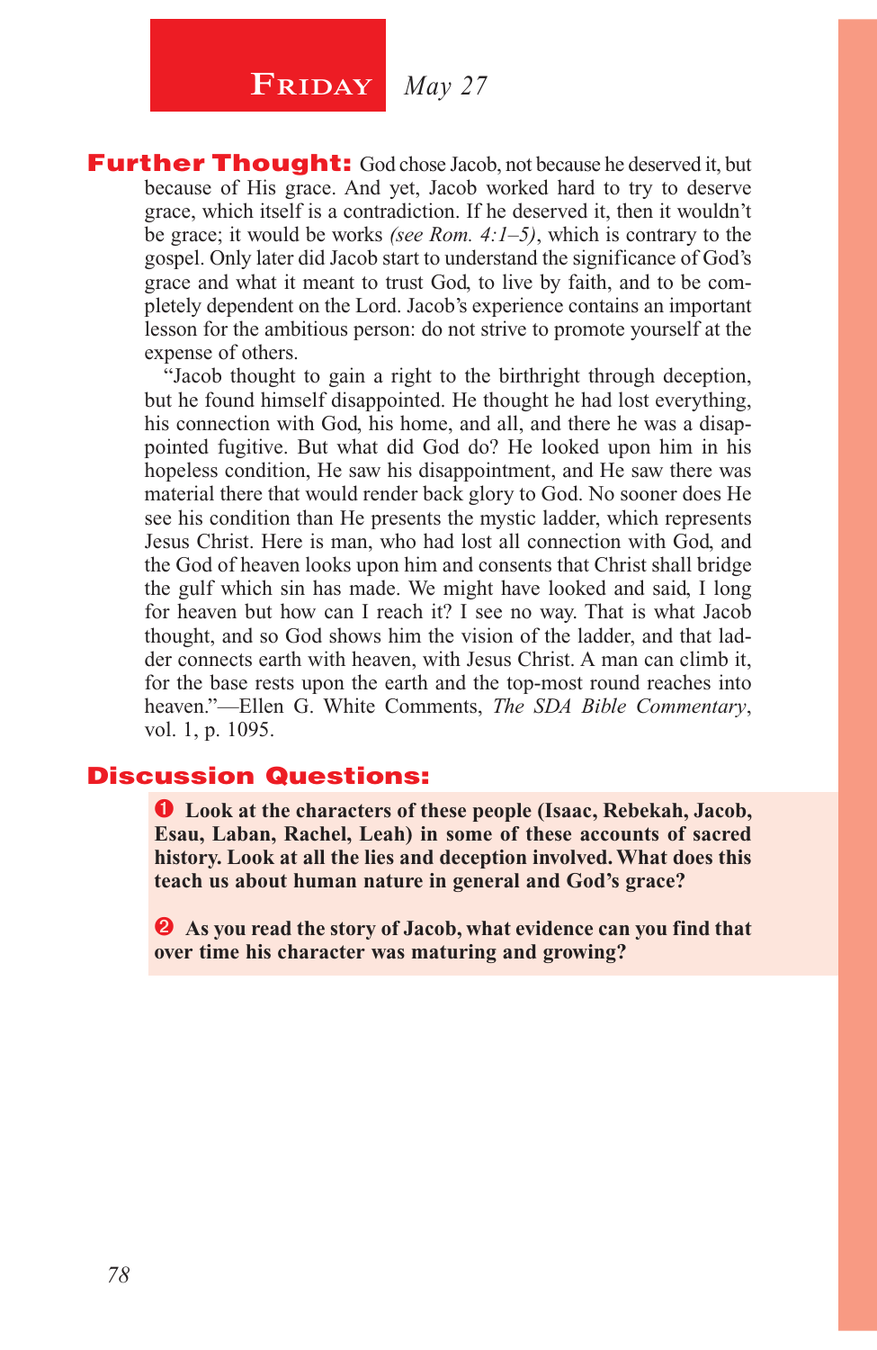## Friday *May 27*

**Further Thought:** God chose Jacob, not because he deserved it, but because of His grace. And yet, Jacob worked hard to try to deserve grace, which itself is a contradiction. If he deserved it, then it wouldn't be grace; it would be works *(see Rom. 4:1–5)*, which is contrary to the gospel. Only later did Jacob start to understand the significance of God's grace and what it meant to trust God, to live by faith, and to be completely dependent on the Lord. Jacob's experience contains an important lesson for the ambitious person: do not strive to promote yourself at the expense of others.

"Jacob thought to gain a right to the birthright through deception, but he found himself disappointed. He thought he had lost everything, his connection with God, his home, and all, and there he was a disappointed fugitive. But what did God do? He looked upon him in his hopeless condition, He saw his disappointment, and He saw there was material there that would render back glory to God. No sooner does He see his condition than He presents the mystic ladder, which represents Jesus Christ. Here is man, who had lost all connection with God, and the God of heaven looks upon him and consents that Christ shall bridge the gulf which sin has made. We might have looked and said, I long for heaven but how can I reach it? I see no way. That is what Jacob thought, and so God shows him the vision of the ladder, and that ladder connects earth with heaven, with Jesus Christ. A man can climb it, for the base rests upon the earth and the top-most round reaches into heaven."—Ellen G. White Comments, *The SDA Bible Commentary*, vol. 1, p. 1095.

**Discussion Questions:**

1. **Look at the characters of these people (Isaac, Rebekah, Jacob, Esau, Laban, Rachel, Leah) in some of these accounts of sacred history. Look at all the lies and deception involved. What does this teach us about human nature in general and God's grace?**

2. **As you read the story of Jacob, what evidence can you find that over time his character was maturing and growing?**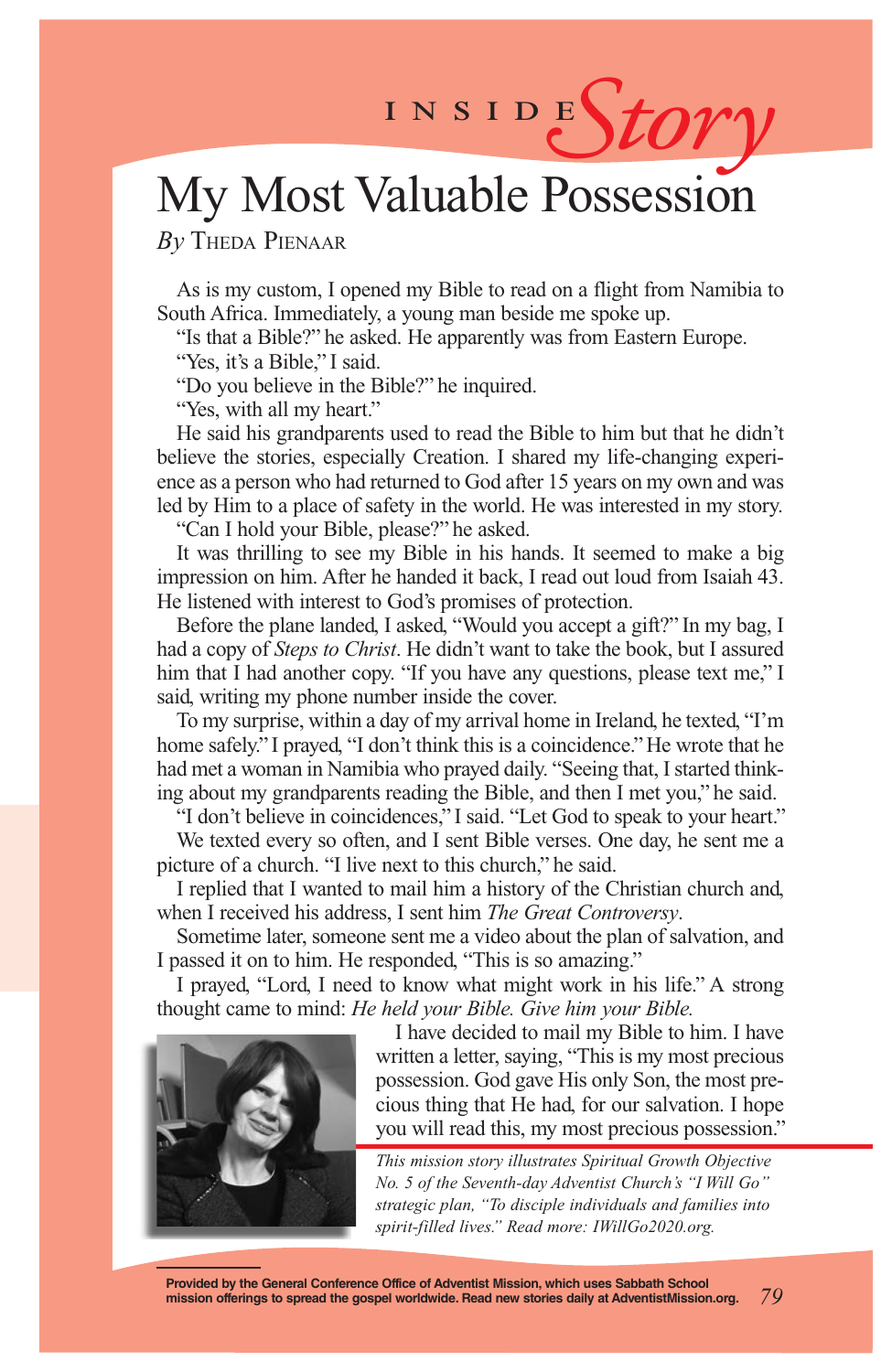INSIDE *Story*

# My Most Valuable Possession

*By* Theda Pienaar

As is my custom, I opened my Bible to read on a flight from Namibia to South Africa. Immediately, a young man beside me spoke up.

"Is that a Bible?" he asked. He apparently was from Eastern Europe.

"Yes, it's a Bible," I said.

"Do you believe in the Bible?" he inquired.

"Yes, with all my heart."

He said his grandparents used to read the Bible to him but that he didn't believe the stories, especially Creation. I shared my life-changing experience as a person who had returned to God after 15 years on my own and was led by Him to a place of safety in the world. He was interested in my story.

"Can I hold your Bible, please?" he asked.

It was thrilling to see my Bible in his hands. It seemed to make a big impression on him. After he handed it back, I read out loud from Isaiah 43. He listened with interest to God's promises of protection.

Before the plane landed, I asked, "Would you accept a gift?" In my bag, I had a copy of *Steps to Christ*. He didn't want to take the book, but I assured him that I had another copy. "If you have any questions, please text me," I said, writing my phone number inside the cover.

To my surprise, within a day of my arrival home in Ireland, he texted, "I'm home safely." I prayed, "I don't think this is a coincidence." He wrote that he had met a woman in Namibia who prayed daily. "Seeing that, I started thinking about my grandparents reading the Bible, and then I met you," he said.

"I don't believe in coincidences," I said. "Let God to speak to your heart."

We texted every so often, and I sent Bible verses. One day, he sent me a picture of a church. "I live next to this church," he said.

I replied that I wanted to mail him a history of the Christian church and, when I received his address, I sent him *The Great Controversy*.

Sometime later, someone sent me a video about the plan of salvation, and I passed it on to him. He responded, "This is so amazing."

I prayed, "Lord, I need to know what might work in his life." A strong thought came to mind: *He held your Bible. Give him your Bible.*

I have decided to mail my Bible to him. I have written a letter, saying, "This is my most precious possession. God gave His only Son, the most precious thing that He had, for our salvation. I hope you will read this, my most precious possession."

*This mission story illustrates Spiritual Growth Objective No. 5 of the Seventh-day Adventist Church's "I Will Go" strategic plan, "To disciple individuals and families into spirit-filled lives." Read more: IWillGo2020.org.*

**Provided by the General Conference Office of Adventist Mission, which uses Sabbath School mission offerings to spread the gospel worldwide. Read new stories daily at AdventistMission.org.**